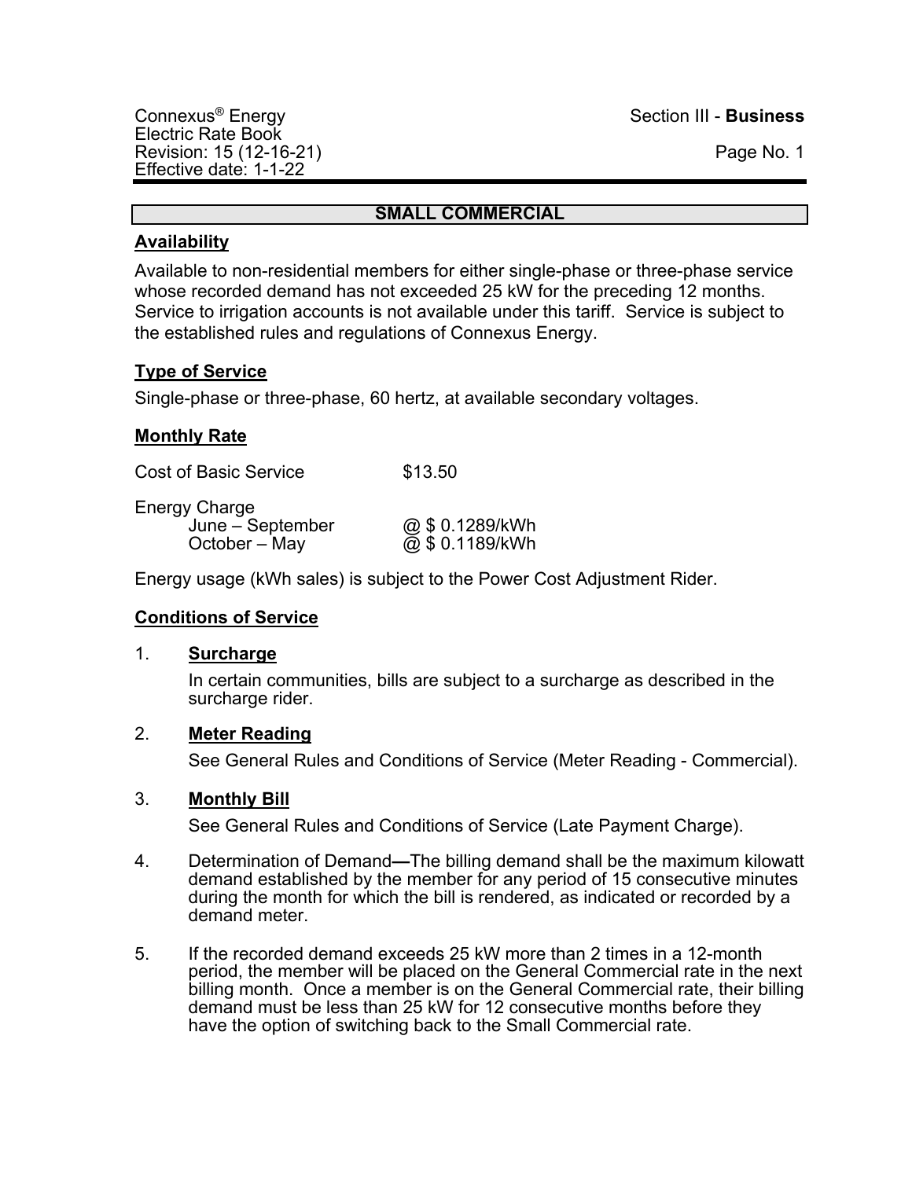Connexus® Energy
Electric Rate Book
Revision: 15 (12-16-21)
Effective date: 1-1-22

Section III - **Business**

## SMALL COMMERCIAL

### Availability

Available to non-residential members for either single-phase or three-phase service whose recorded demand has not exceeded 25 kW for the preceding 12 months. Service to irrigation accounts is not available under this tariff. Service is subject to the established rules and regulations of Connexus Energy.

### Type of Service

Single-phase or three-phase, 60 hertz, at available secondary voltages.

### Monthly Rate

| | |
|---|---|
| Cost of Basic Service | $13.50 |
| Energy Charge | |
| June – September | @ $ 0.1289/kWh |
| October – May | @ $ 0.1189/kWh |

Energy usage (kWh sales) is subject to the Power Cost Adjustment Rider.

### Conditions of Service

1. **Surcharge**

   In certain communities, bills are subject to a surcharge as described in the surcharge rider.

2. **Meter Reading**

   See General Rules and Conditions of Service (Meter Reading - Commercial).

3. **Monthly Bill**

   See General Rules and Conditions of Service (Late Payment Charge).

4. Determination of Demand—The billing demand shall be the maximum kilowatt demand established by the member for any period of 15 consecutive minutes during the month for which the bill is rendered, as indicated or recorded by a demand meter.

5. If the recorded demand exceeds 25 kW more than 2 times in a 12-month period, the member will be placed on the General Commercial rate in the next billing month. Once a member is on the General Commercial rate, their billing demand must be less than 25 kW for 12 consecutive months before they have the option of switching back to the Small Commercial rate.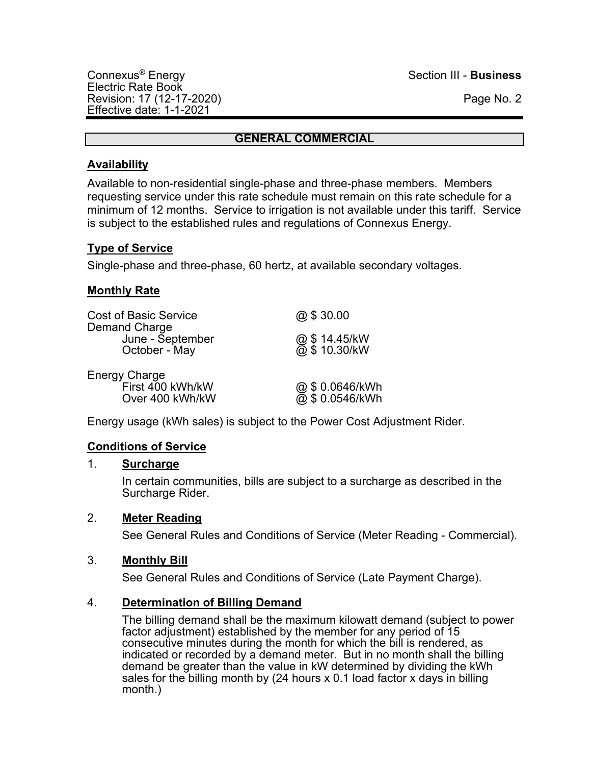Connexus® Energy
Electric Rate Book
Revision: 17 (12-17-2020)
Effective date: 1-1-2021

Section III - **Business**

## GENERAL COMMERCIAL

### Availability

Available to non-residential single-phase and three-phase members. Members requesting service under this rate schedule must remain on this rate schedule for a minimum of 12 months. Service to irrigation is not available under this tariff. Service is subject to the established rules and regulations of Connexus Energy.

### Type of Service

Single-phase and three-phase, 60 hertz, at available secondary voltages.

### Monthly Rate

| | |
|---|---|
| Cost of Basic Service | @ $ 30.00 |
| Demand Charge | |
| June - September | @ $ 14.45/kW |
| October - May | @ $ 10.30/kW |
| | |
| Energy Charge | |
| First 400 kWh/kW | @ $ 0.0646/kWh |
| Over 400 kWh/kW | @ $ 0.0546/kWh |

Energy usage (kWh sales) is subject to the Power Cost Adjustment Rider.

### Conditions of Service

1. **Surcharge**

   In certain communities, bills are subject to a surcharge as described in the Surcharge Rider.

2. **Meter Reading**

   See General Rules and Conditions of Service (Meter Reading - Commercial).

3. **Monthly Bill**

   See General Rules and Conditions of Service (Late Payment Charge).

4. **Determination of Billing Demand**

   The billing demand shall be the maximum kilowatt demand (subject to power factor adjustment) established by the member for any period of 15 consecutive minutes during the month for which the bill is rendered, as indicated or recorded by a demand meter. But in no month shall the billing demand be greater than the value in kW determined by dividing the kWh sales for the billing month by (24 hours x 0.1 load factor x days in billing month.)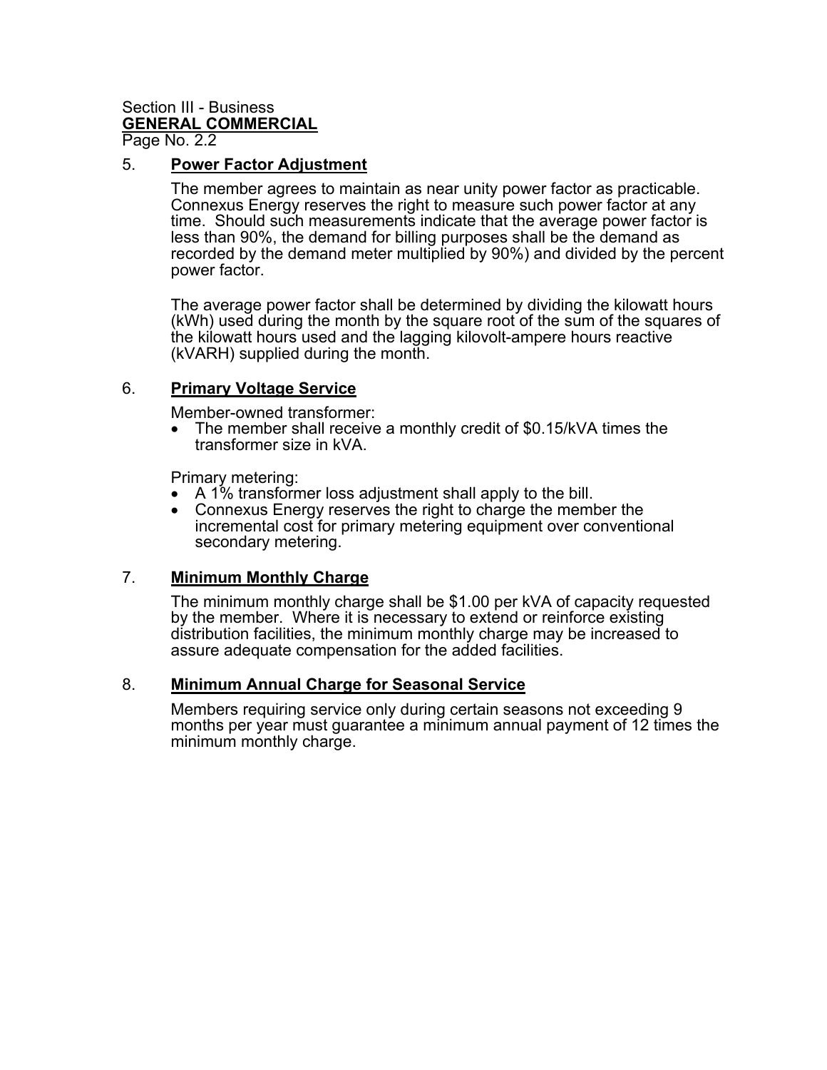Section III - Business
**GENERAL COMMERCIAL**
Page No. 2.2

5. **Power Factor Adjustment**

   The member agrees to maintain as near unity power factor as practicable. Connexus Energy reserves the right to measure such power factor at any time. Should such measurements indicate that the average power factor is less than 90%, the demand for billing purposes shall be the demand as recorded by the demand meter multiplied by 90%) and divided by the percent power factor.

   The average power factor shall be determined by dividing the kilowatt hours (kWh) used during the month by the square root of the sum of the squares of the kilowatt hours used and the lagging kilovolt-ampere hours reactive (kVARH) supplied during the month.

6. **Primary Voltage Service**

   Member-owned transformer:
   - The member shall receive a monthly credit of $0.15/kVA times the transformer size in kVA.

   Primary metering:
   - A 1% transformer loss adjustment shall apply to the bill.
   - Connexus Energy reserves the right to charge the member the incremental cost for primary metering equipment over conventional secondary metering.

7. **Minimum Monthly Charge**

   The minimum monthly charge shall be $1.00 per kVA of capacity requested by the member. Where it is necessary to extend or reinforce existing distribution facilities, the minimum monthly charge may be increased to assure adequate compensation for the added facilities.

8. **Minimum Annual Charge for Seasonal Service**

   Members requiring service only during certain seasons not exceeding 9 months per year must guarantee a minimum annual payment of 12 times the minimum monthly charge.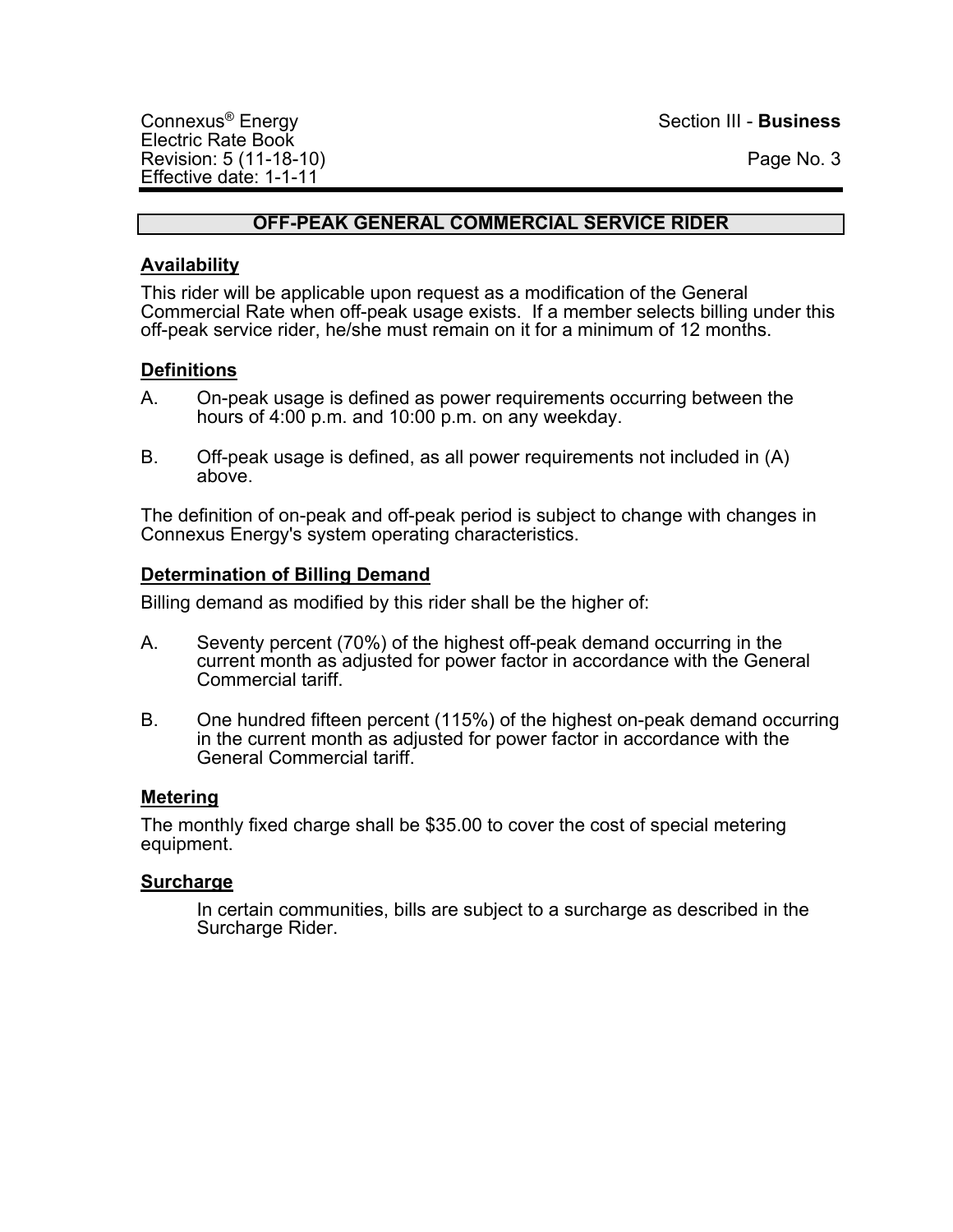# OFF-PEAK GENERAL COMMERCIAL SERVICE RIDER

## Availability

This rider will be applicable upon request as a modification of the General Commercial Rate when off-peak usage exists. If a member selects billing under this off-peak service rider, he/she must remain on it for a minimum of 12 months.

## Definitions

A. On-peak usage is defined as power requirements occurring between the hours of 4:00 p.m. and 10:00 p.m. on any weekday.

B. Off-peak usage is defined, as all power requirements not included in (A) above.

The definition of on-peak and off-peak period is subject to change with changes in Connexus Energy's system operating characteristics.

## Determination of Billing Demand

Billing demand as modified by this rider shall be the higher of:

A. Seventy percent (70%) of the highest off-peak demand occurring in the current month as adjusted for power factor in accordance with the General Commercial tariff.

B. One hundred fifteen percent (115%) of the highest on-peak demand occurring in the current month as adjusted for power factor in accordance with the General Commercial tariff.

## Metering

The monthly fixed charge shall be $35.00 to cover the cost of special metering equipment.

## Surcharge

In certain communities, bills are subject to a surcharge as described in the Surcharge Rider.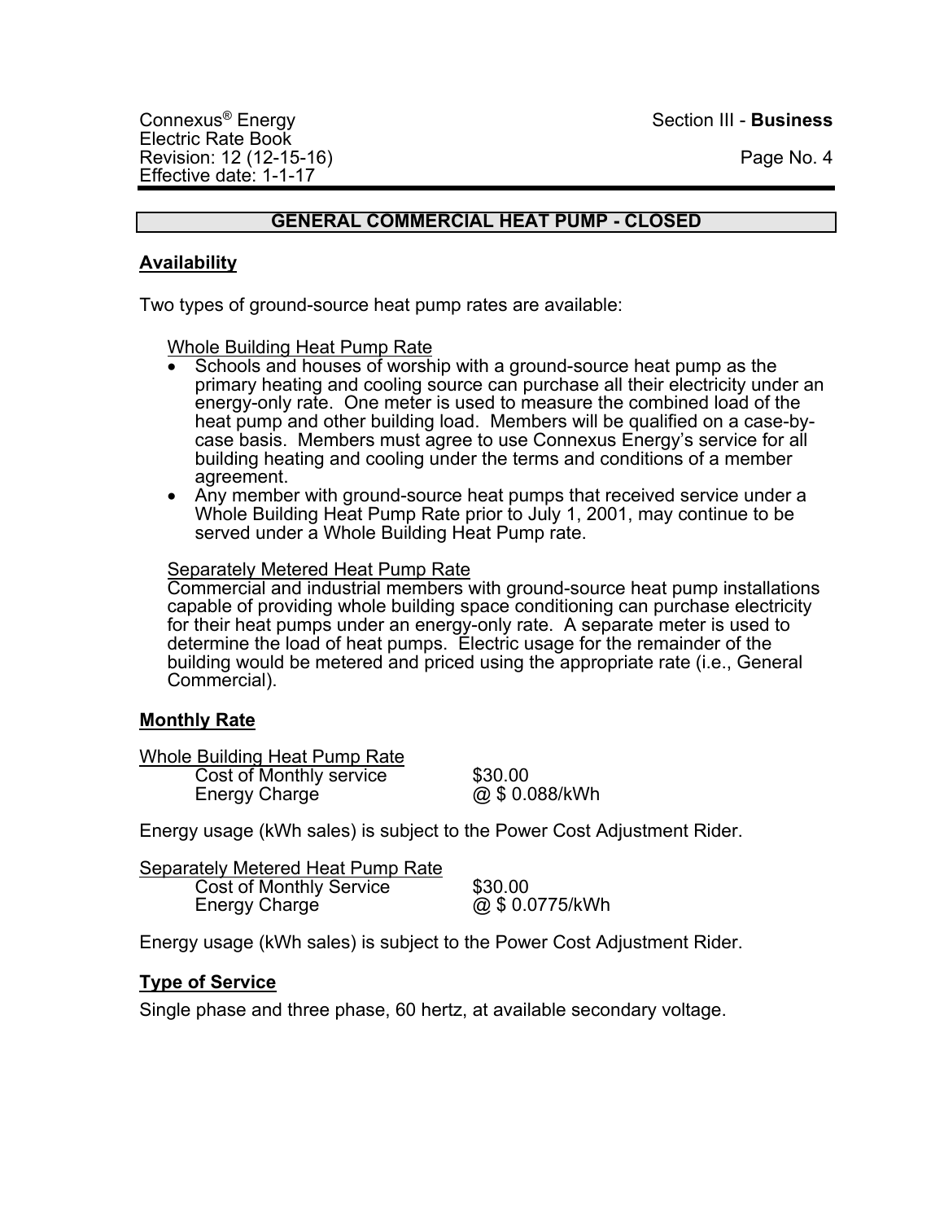## GENERAL COMMERCIAL HEAT PUMP - CLOSED

### Availability

Two types of ground-source heat pump rates are available:

Whole Building Heat Pump Rate

- Schools and houses of worship with a ground-source heat pump as the primary heating and cooling source can purchase all their electricity under an energy-only rate. One meter is used to measure the combined load of the heat pump and other building load. Members will be qualified on a case-by-case basis. Members must agree to use Connexus Energy's service for all building heating and cooling under the terms and conditions of a member agreement.
- Any member with ground-source heat pumps that received service under a Whole Building Heat Pump Rate prior to July 1, 2001, may continue to be served under a Whole Building Heat Pump rate.

Separately Metered Heat Pump Rate

Commercial and industrial members with ground-source heat pump installations capable of providing whole building space conditioning can purchase electricity for their heat pumps under an energy-only rate. A separate meter is used to determine the load of heat pumps. Electric usage for the remainder of the building would be metered and priced using the appropriate rate (i.e., General Commercial).

### Monthly Rate

Whole Building Heat Pump Rate

| | |
|---|---|
| Cost of Monthly service | $30.00 |
| Energy Charge | @ $ 0.088/kWh |

Energy usage (kWh sales) is subject to the Power Cost Adjustment Rider.

Separately Metered Heat Pump Rate

| | |
|---|---|
| Cost of Monthly Service | $30.00 |
| Energy Charge | @ $ 0.0775/kWh |

Energy usage (kWh sales) is subject to the Power Cost Adjustment Rider.

### Type of Service

Single phase and three phase, 60 hertz, at available secondary voltage.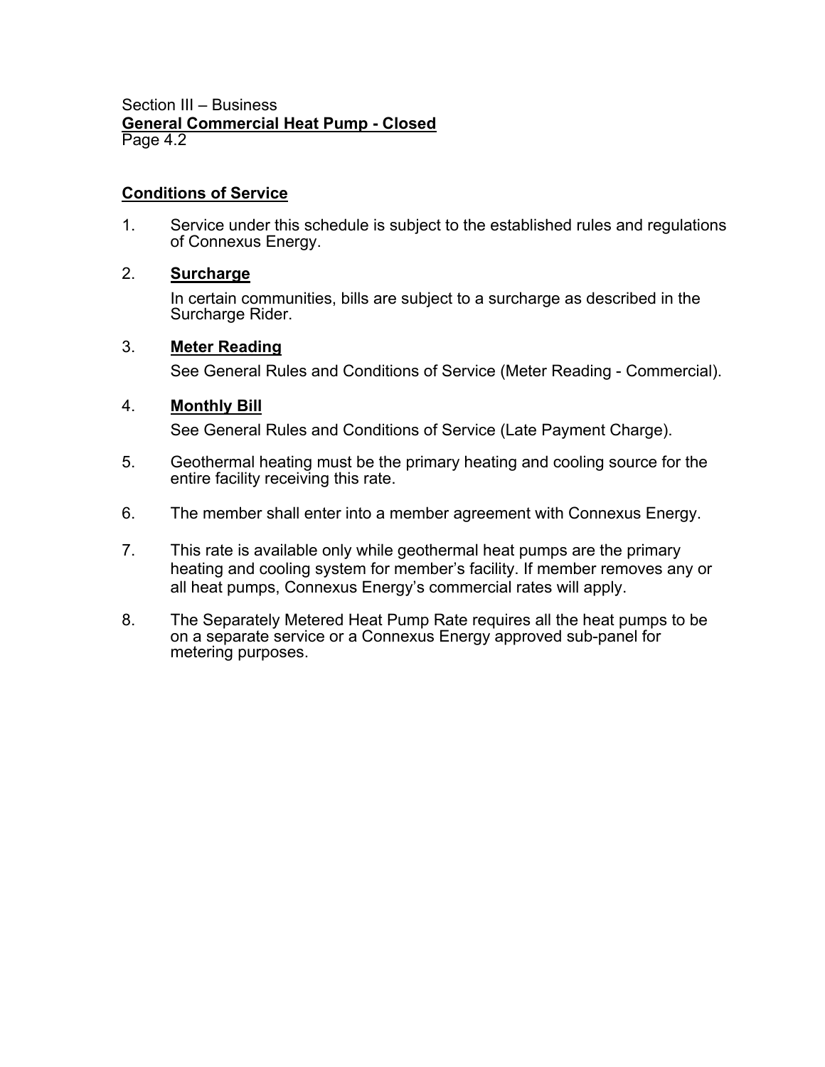Section III – Business
**General Commercial Heat Pump - Closed**
Page 4.2

## Conditions of Service

1. Service under this schedule is subject to the established rules and regulations of Connexus Energy.

2. **Surcharge**

   In certain communities, bills are subject to a surcharge as described in the Surcharge Rider.

3. **Meter Reading**

   See General Rules and Conditions of Service (Meter Reading - Commercial).

4. **Monthly Bill**

   See General Rules and Conditions of Service (Late Payment Charge).

5. Geothermal heating must be the primary heating and cooling source for the entire facility receiving this rate.

6. The member shall enter into a member agreement with Connexus Energy.

7. This rate is available only while geothermal heat pumps are the primary heating and cooling system for member's facility. If member removes any or all heat pumps, Connexus Energy's commercial rates will apply.

8. The Separately Metered Heat Pump Rate requires all the heat pumps to be on a separate service or a Connexus Energy approved sub-panel for metering purposes.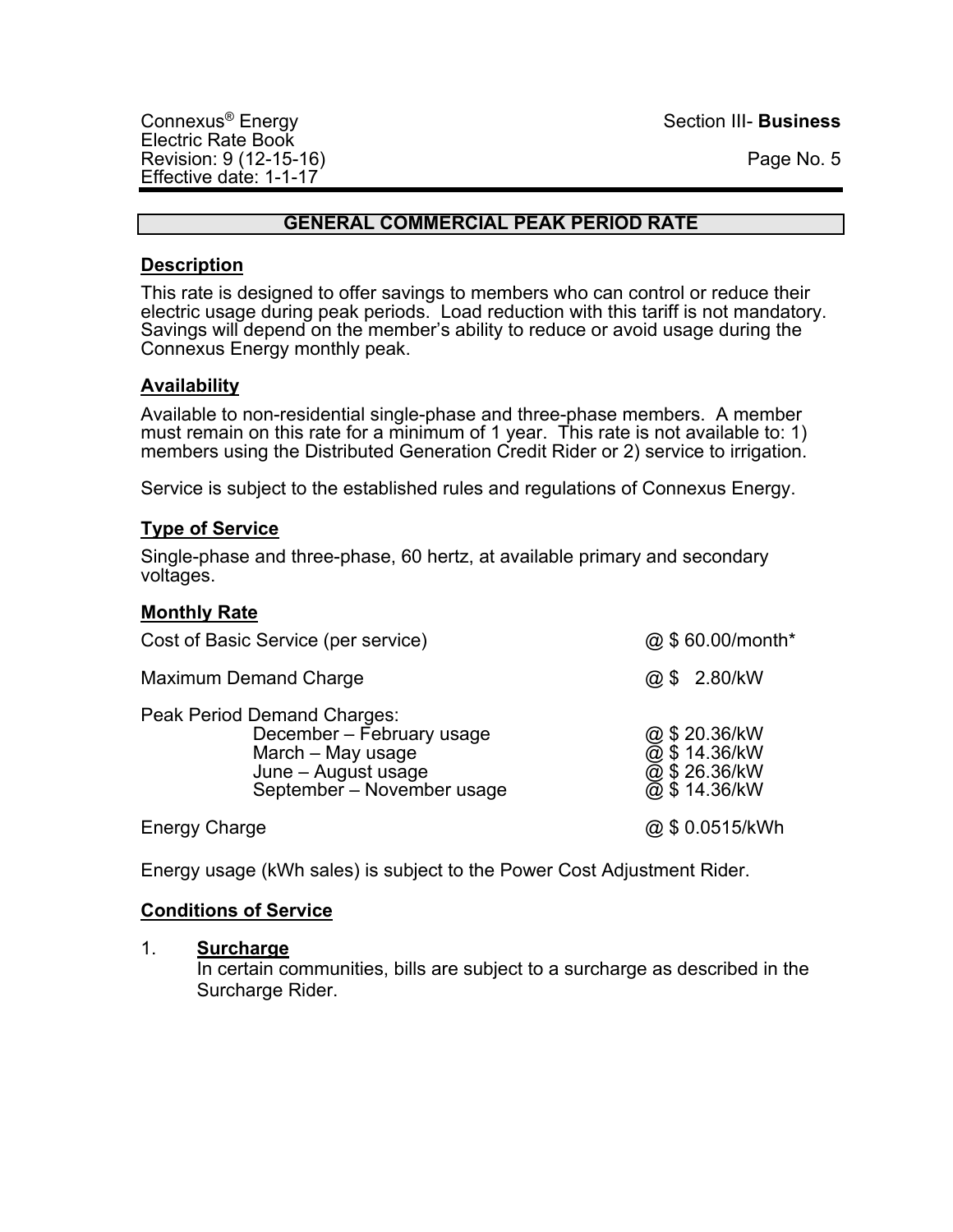## GENERAL COMMERCIAL PEAK PERIOD RATE

### Description

This rate is designed to offer savings to members who can control or reduce their electric usage during peak periods. Load reduction with this tariff is not mandatory. Savings will depend on the member's ability to reduce or avoid usage during the Connexus Energy monthly peak.

### Availability

Available to non-residential single-phase and three-phase members. A member must remain on this rate for a minimum of 1 year. This rate is not available to: 1) members using the Distributed Generation Credit Rider or 2) service to irrigation.

Service is subject to the established rules and regulations of Connexus Energy.

### Type of Service

Single-phase and three-phase, 60 hertz, at available primary and secondary voltages.

### Monthly Rate

| | |
|---|---|
| Cost of Basic Service (per service) | @ $ 60.00/month* |
| Maximum Demand Charge | @ $ 2.80/kW |
| Peak Period Demand Charges: | |
| December – February usage | @ $ 20.36/kW |
| March – May usage | @ $ 14.36/kW |
| June – August usage | @ $ 26.36/kW |
| September – November usage | @ $ 14.36/kW |
| Energy Charge | @ $ 0.0515/kWh |

Energy usage (kWh sales) is subject to the Power Cost Adjustment Rider.

### Conditions of Service

1. **Surcharge**
   In certain communities, bills are subject to a surcharge as described in the Surcharge Rider.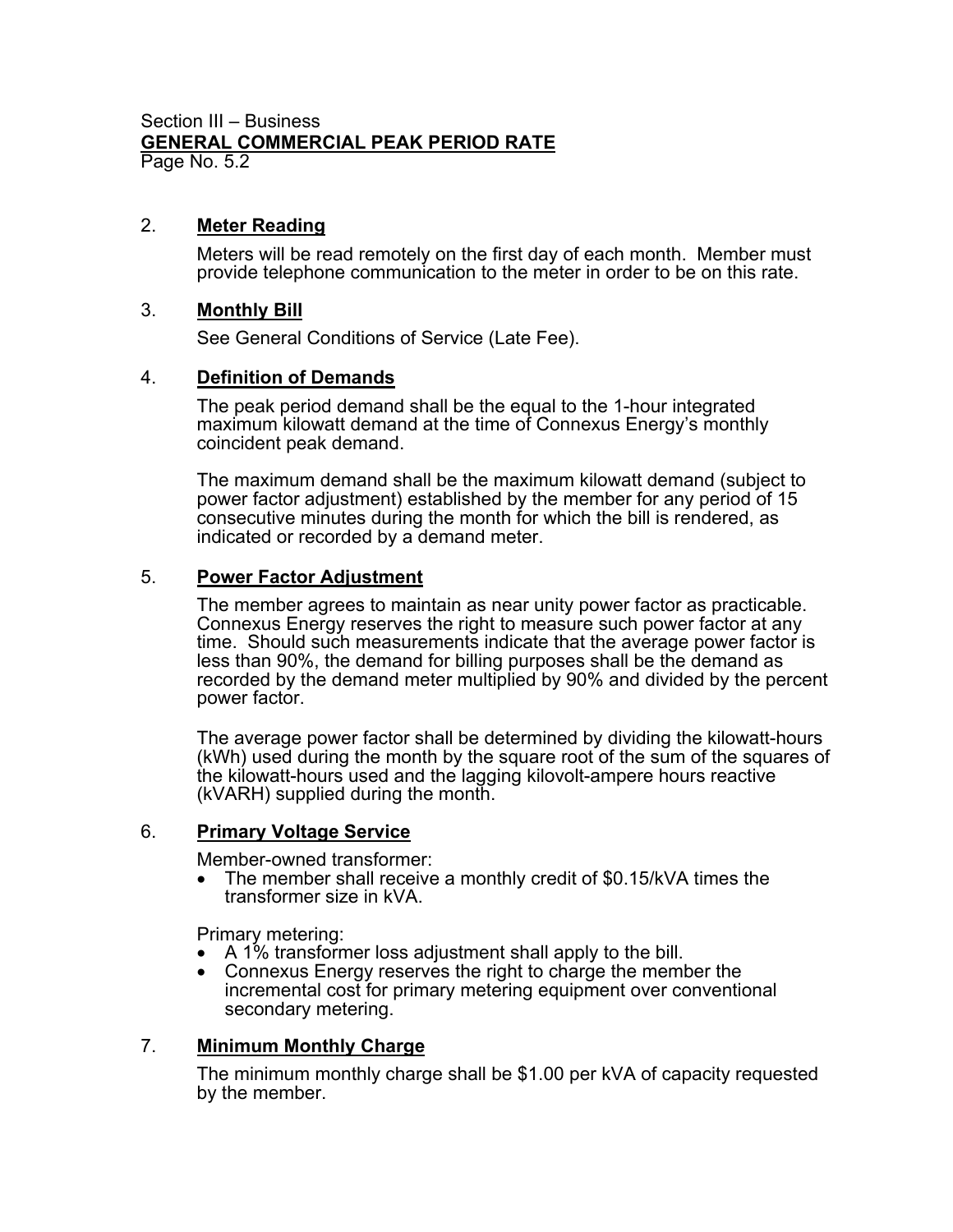Section III – Business
**GENERAL COMMERCIAL PEAK PERIOD RATE**
Page No. 5.2

2. **Meter Reading**

   Meters will be read remotely on the first day of each month. Member must provide telephone communication to the meter in order to be on this rate.

3. **Monthly Bill**

   See General Conditions of Service (Late Fee).

4. **Definition of Demands**

   The peak period demand shall be the equal to the 1-hour integrated maximum kilowatt demand at the time of Connexus Energy's monthly coincident peak demand.

   The maximum demand shall be the maximum kilowatt demand (subject to power factor adjustment) established by the member for any period of 15 consecutive minutes during the month for which the bill is rendered, as indicated or recorded by a demand meter.

5. **Power Factor Adjustment**

   The member agrees to maintain as near unity power factor as practicable. Connexus Energy reserves the right to measure such power factor at any time. Should such measurements indicate that the average power factor is less than 90%, the demand for billing purposes shall be the demand as recorded by the demand meter multiplied by 90% and divided by the percent power factor.

   The average power factor shall be determined by dividing the kilowatt-hours (kWh) used during the month by the square root of the sum of the squares of the kilowatt-hours used and the lagging kilovolt-ampere hours reactive (kVARH) supplied during the month.

6. **Primary Voltage Service**

   Member-owned transformer:

   - The member shall receive a monthly credit of $0.15/kVA times the transformer size in kVA.

   Primary metering:

   - A 1% transformer loss adjustment shall apply to the bill.
   - Connexus Energy reserves the right to charge the member the incremental cost for primary metering equipment over conventional secondary metering.

7. **Minimum Monthly Charge**

   The minimum monthly charge shall be $1.00 per kVA of capacity requested by the member.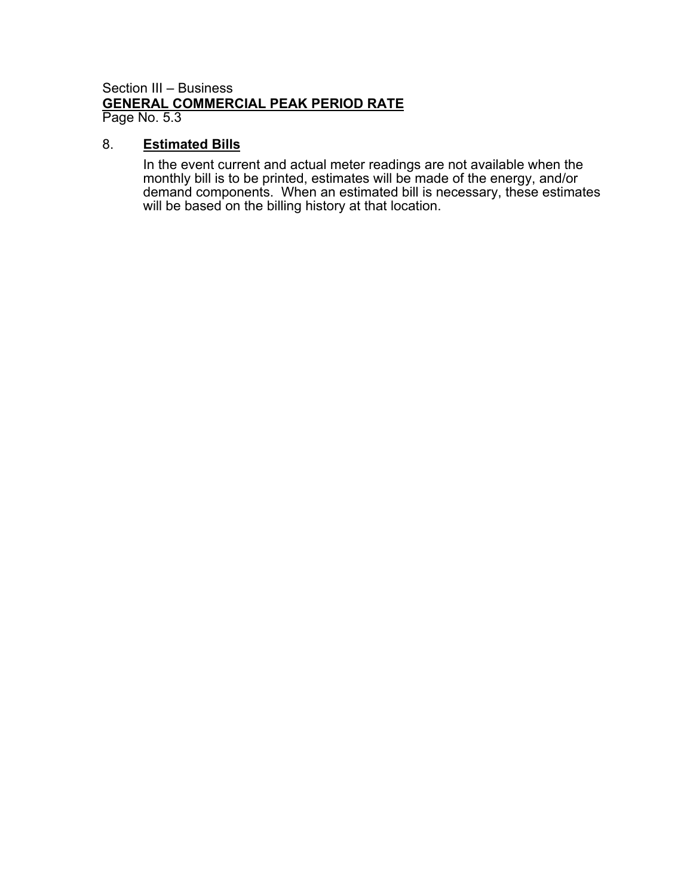Section III – Business
**GENERAL COMMERCIAL PEAK PERIOD RATE**
Page No. 5.3

8. **Estimated Bills**

   In the event current and actual meter readings are not available when the monthly bill is to be printed, estimates will be made of the energy, and/or demand components. When an estimated bill is necessary, these estimates will be based on the billing history at that location.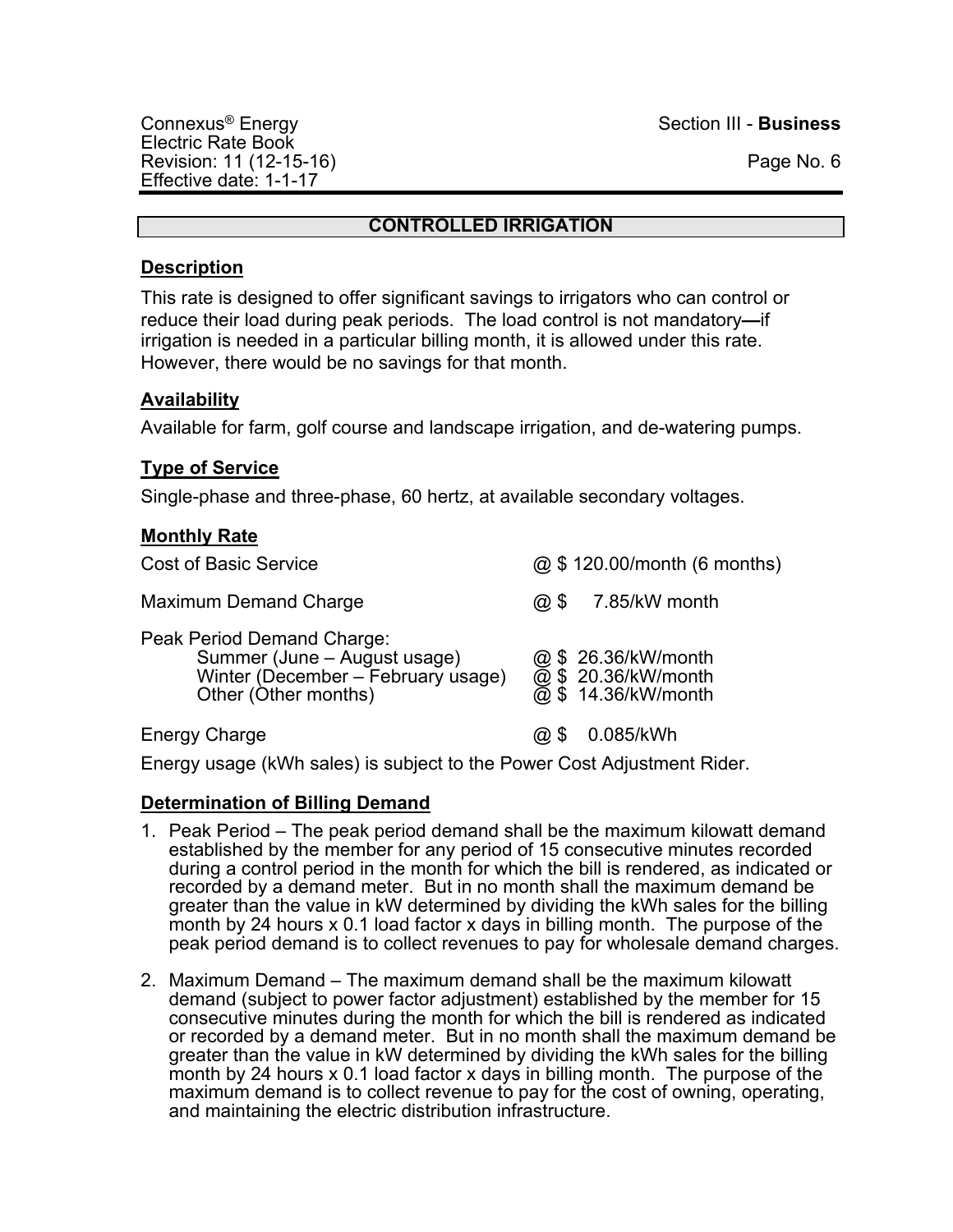## CONTROLLED IRRIGATION

### Description

This rate is designed to offer significant savings to irrigators who can control or reduce their load during peak periods. The load control is not mandatory**—**if irrigation is needed in a particular billing month, it is allowed under this rate. However, there would be no savings for that month.

### Availability

Available for farm, golf course and landscape irrigation, and de-watering pumps.

### Type of Service

Single-phase and three-phase, 60 hertz, at available secondary voltages.

### Monthly Rate

| | |
|---|---|
| Cost of Basic Service | @ $ 120.00/month (6 months) |
| Maximum Demand Charge | @ $ 7.85/kW month |
| Peak Period Demand Charge: | |
| Summer (June – August usage) | @ $ 26.36/kW/month |
| Winter (December – February usage) | @ $ 20.36/kW/month |
| Other (Other months) | @ $ 14.36/kW/month |
| Energy Charge | @ $ 0.085/kWh |

Energy usage (kWh sales) is subject to the Power Cost Adjustment Rider.

### Determination of Billing Demand

1. Peak Period – The peak period demand shall be the maximum kilowatt demand established by the member for any period of 15 consecutive minutes recorded during a control period in the month for which the bill is rendered, as indicated or recorded by a demand meter. But in no month shall the maximum demand be greater than the value in kW determined by dividing the kWh sales for the billing month by 24 hours x 0.1 load factor x days in billing month. The purpose of the peak period demand is to collect revenues to pay for wholesale demand charges.

2. Maximum Demand – The maximum demand shall be the maximum kilowatt demand (subject to power factor adjustment) established by the member for 15 consecutive minutes during the month for which the bill is rendered as indicated or recorded by a demand meter. But in no month shall the maximum demand be greater than the value in kW determined by dividing the kWh sales for the billing month by 24 hours x 0.1 load factor x days in billing month. The purpose of the maximum demand is to collect revenue to pay for the cost of owning, operating, and maintaining the electric distribution infrastructure.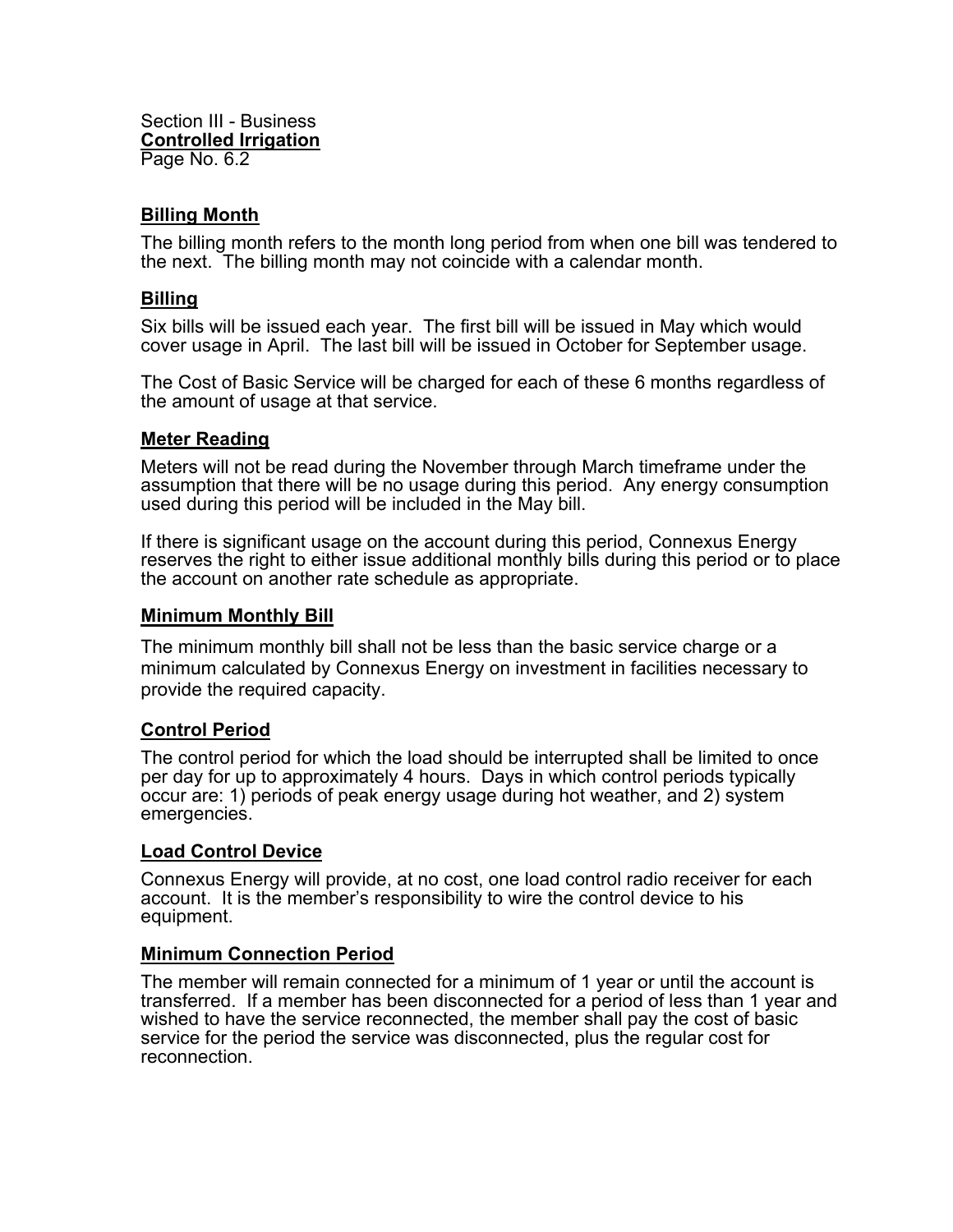Section III - Business
**Controlled Irrigation**
Page No. 6.2

## Billing Month

The billing month refers to the month long period from when one bill was tendered to the next. The billing month may not coincide with a calendar month.

## Billing

Six bills will be issued each year. The first bill will be issued in May which would cover usage in April. The last bill will be issued in October for September usage.

The Cost of Basic Service will be charged for each of these 6 months regardless of the amount of usage at that service.

## Meter Reading

Meters will not be read during the November through March timeframe under the assumption that there will be no usage during this period. Any energy consumption used during this period will be included in the May bill.

If there is significant usage on the account during this period, Connexus Energy reserves the right to either issue additional monthly bills during this period or to place the account on another rate schedule as appropriate.

## Minimum Monthly Bill

The minimum monthly bill shall not be less than the basic service charge or a minimum calculated by Connexus Energy on investment in facilities necessary to provide the required capacity.

## Control Period

The control period for which the load should be interrupted shall be limited to once per day for up to approximately 4 hours. Days in which control periods typically occur are: 1) periods of peak energy usage during hot weather, and 2) system emergencies.

## Load Control Device

Connexus Energy will provide, at no cost, one load control radio receiver for each account. It is the member's responsibility to wire the control device to his equipment.

## Minimum Connection Period

The member will remain connected for a minimum of 1 year or until the account is transferred. If a member has been disconnected for a period of less than 1 year and wished to have the service reconnected, the member shall pay the cost of basic service for the period the service was disconnected, plus the regular cost for reconnection.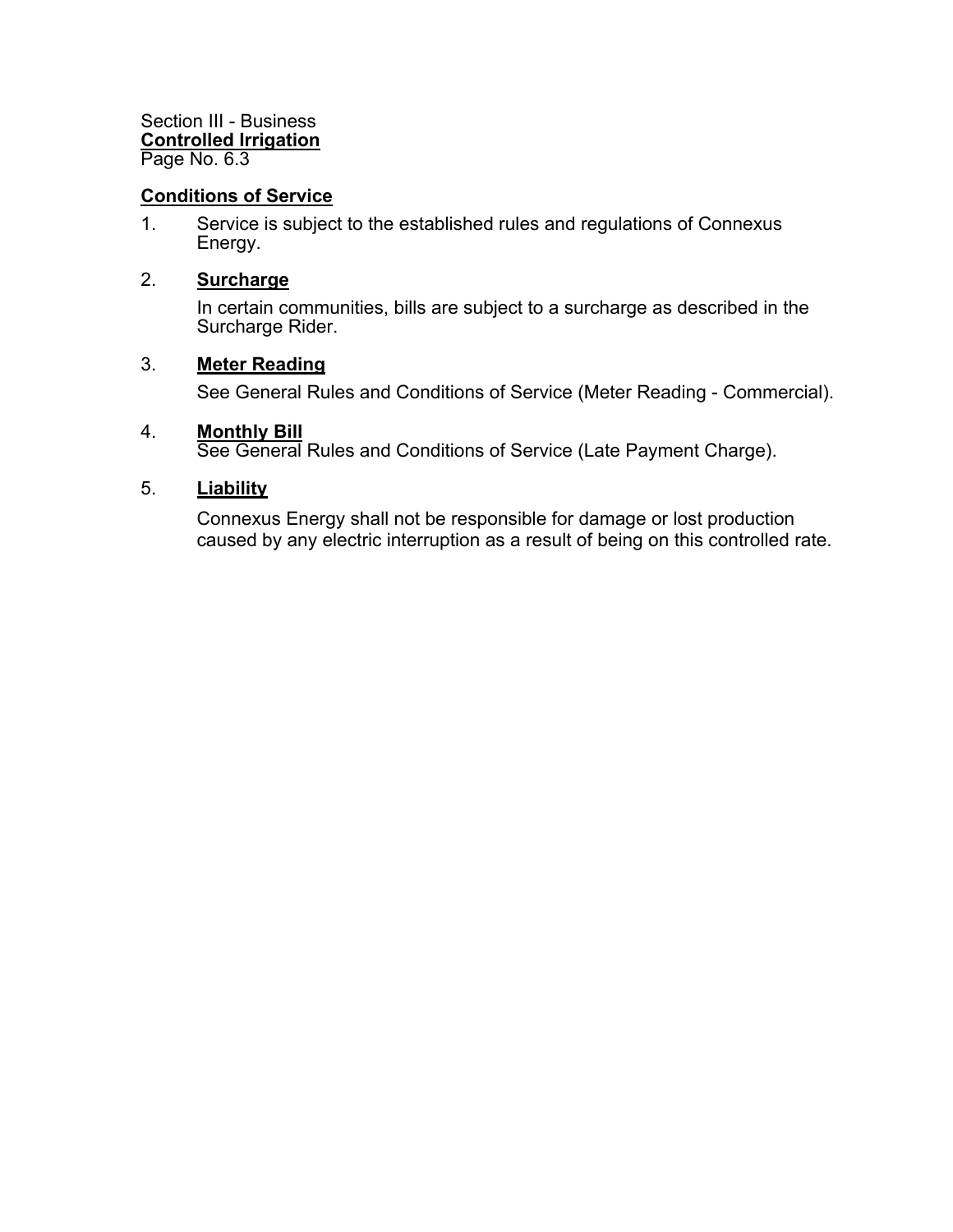Section III - Business
**Controlled Irrigation**
Page No. 6.3

## Conditions of Service

1. Service is subject to the established rules and regulations of Connexus Energy.

2. **Surcharge**

   In certain communities, bills are subject to a surcharge as described in the Surcharge Rider.

3. **Meter Reading**

   See General Rules and Conditions of Service (Meter Reading - Commercial).

4. **Monthly Bill**

   See General Rules and Conditions of Service (Late Payment Charge).

5. **Liability**

   Connexus Energy shall not be responsible for damage or lost production caused by any electric interruption as a result of being on this controlled rate.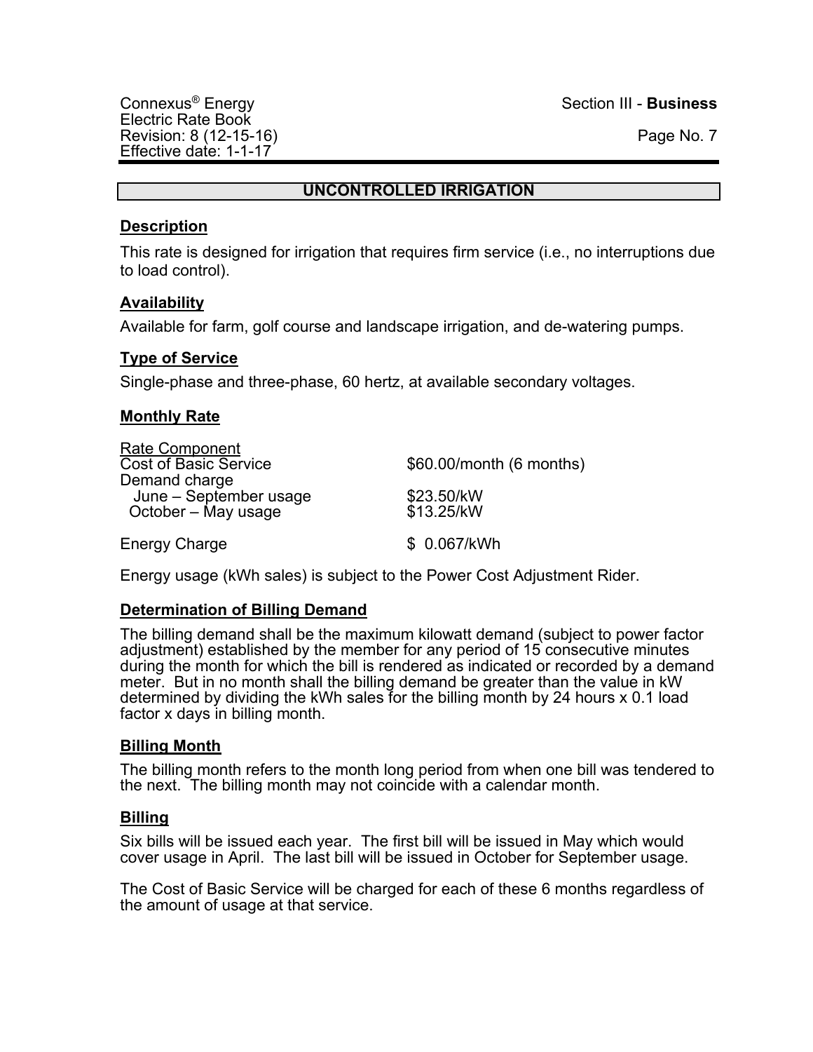## UNCONTROLLED IRRIGATION

### Description

This rate is designed for irrigation that requires firm service (i.e., no interruptions due to load control).

### Availability

Available for farm, golf course and landscape irrigation, and de-watering pumps.

### Type of Service

Single-phase and three-phase, 60 hertz, at available secondary voltages.

### Monthly Rate

| Rate Component | |
|---|---|
| Cost of Basic Service | $60.00/month (6 months) |
| Demand charge | |
| June – September usage | $23.50/kW |
| October – May usage | $13.25/kW |
| Energy Charge | $ 0.067/kWh |

Energy usage (kWh sales) is subject to the Power Cost Adjustment Rider.

### Determination of Billing Demand

The billing demand shall be the maximum kilowatt demand (subject to power factor adjustment) established by the member for any period of 15 consecutive minutes during the month for which the bill is rendered as indicated or recorded by a demand meter. But in no month shall the billing demand be greater than the value in kW determined by dividing the kWh sales for the billing month by 24 hours x 0.1 load factor x days in billing month.

### Billing Month

The billing month refers to the month long period from when one bill was tendered to the next. The billing month may not coincide with a calendar month.

### Billing

Six bills will be issued each year. The first bill will be issued in May which would cover usage in April. The last bill will be issued in October for September usage.

The Cost of Basic Service will be charged for each of these 6 months regardless of the amount of usage at that service.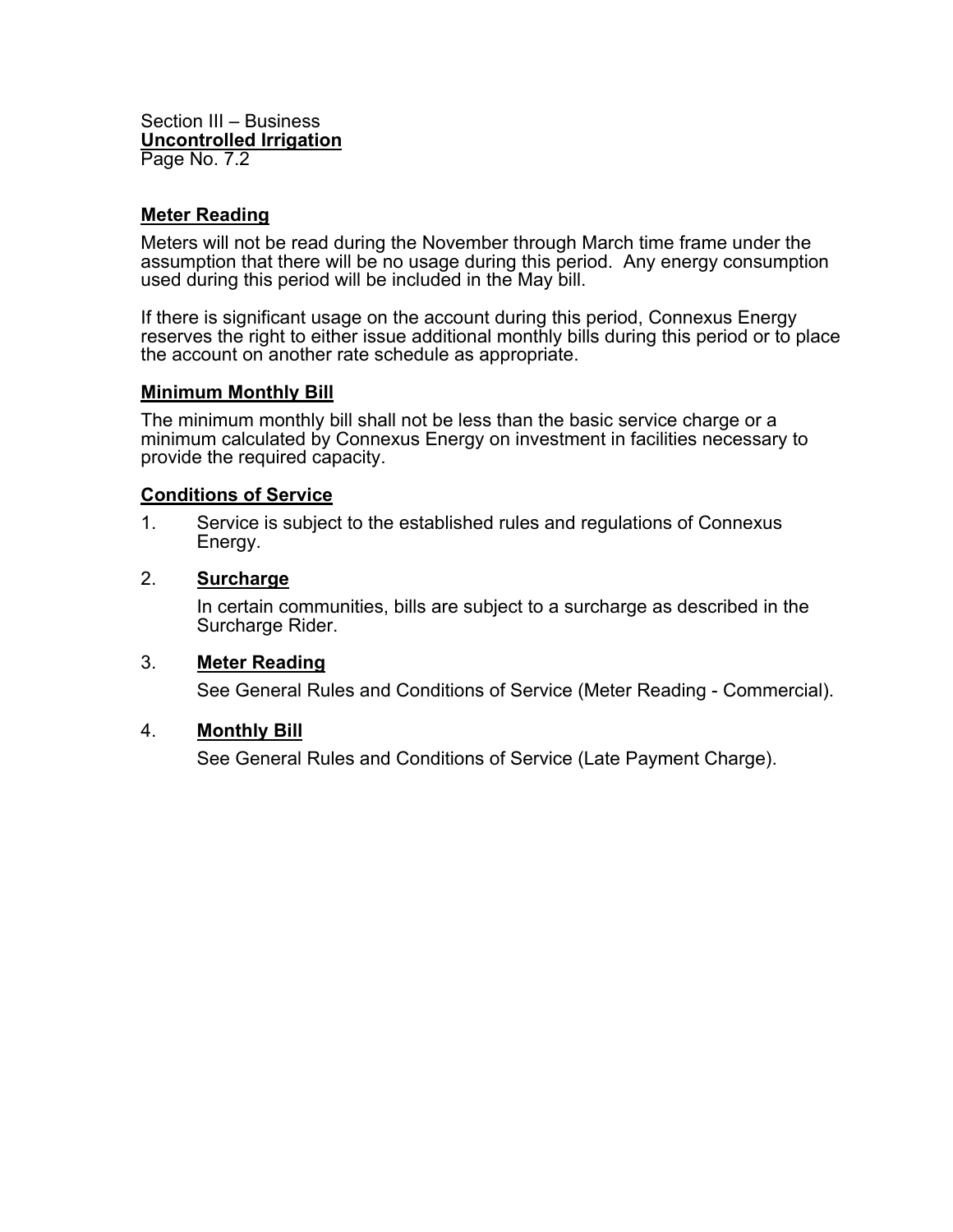Section III – Business
**Uncontrolled Irrigation**
Page No. 7.2

## Meter Reading

Meters will not be read during the November through March time frame under the assumption that there will be no usage during this period. Any energy consumption used during this period will be included in the May bill.

If there is significant usage on the account during this period, Connexus Energy reserves the right to either issue additional monthly bills during this period or to place the account on another rate schedule as appropriate.

## Minimum Monthly Bill

The minimum monthly bill shall not be less than the basic service charge or a minimum calculated by Connexus Energy on investment in facilities necessary to provide the required capacity.

## Conditions of Service

1. Service is subject to the established rules and regulations of Connexus Energy.

2. **Surcharge**

   In certain communities, bills are subject to a surcharge as described in the Surcharge Rider.

3. **Meter Reading**

   See General Rules and Conditions of Service (Meter Reading - Commercial).

4. **Monthly Bill**

   See General Rules and Conditions of Service (Late Payment Charge).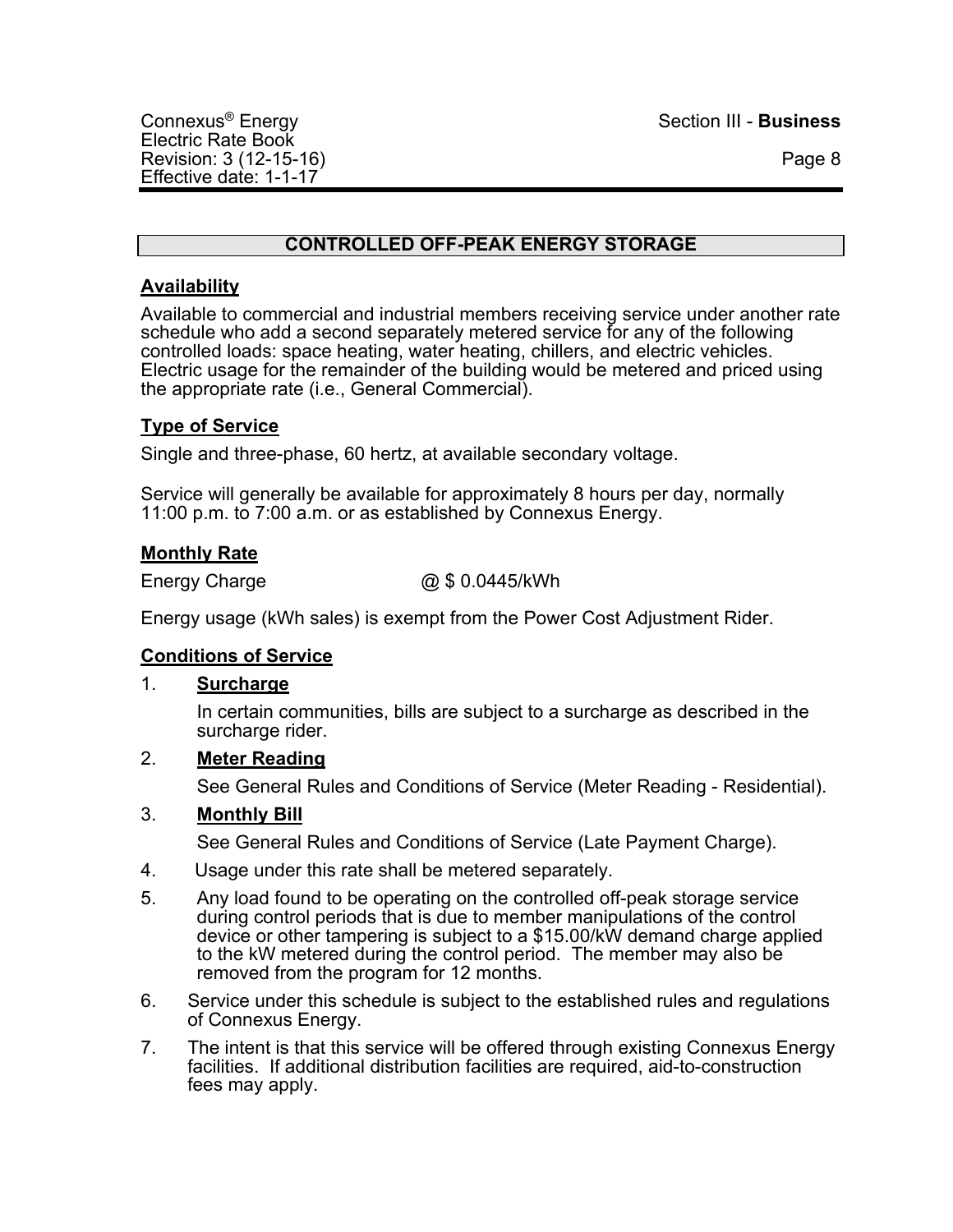## CONTROLLED OFF-PEAK ENERGY STORAGE

### Availability

Available to commercial and industrial members receiving service under another rate schedule who add a second separately metered service for any of the following controlled loads: space heating, water heating, chillers, and electric vehicles. Electric usage for the remainder of the building would be metered and priced using the appropriate rate (i.e., General Commercial).

### Type of Service

Single and three-phase, 60 hertz, at available secondary voltage.

Service will generally be available for approximately 8 hours per day, normally 11:00 p.m. to 7:00 a.m. or as established by Connexus Energy.

### Monthly Rate

Energy Charge @ $ 0.0445/kWh

Energy usage (kWh sales) is exempt from the Power Cost Adjustment Rider.

### Conditions of Service

1. **Surcharge**

   In certain communities, bills are subject to a surcharge as described in the surcharge rider.

2. **Meter Reading**

   See General Rules and Conditions of Service (Meter Reading - Residential).

3. **Monthly Bill**

   See General Rules and Conditions of Service (Late Payment Charge).

4. Usage under this rate shall be metered separately.
5. Any load found to be operating on the controlled off-peak storage service during control periods that is due to member manipulations of the control device or other tampering is subject to a $15.00/kW demand charge applied to the kW metered during the control period. The member may also be removed from the program for 12 months.
6. Service under this schedule is subject to the established rules and regulations of Connexus Energy.
7. The intent is that this service will be offered through existing Connexus Energy facilities. If additional distribution facilities are required, aid-to-construction fees may apply.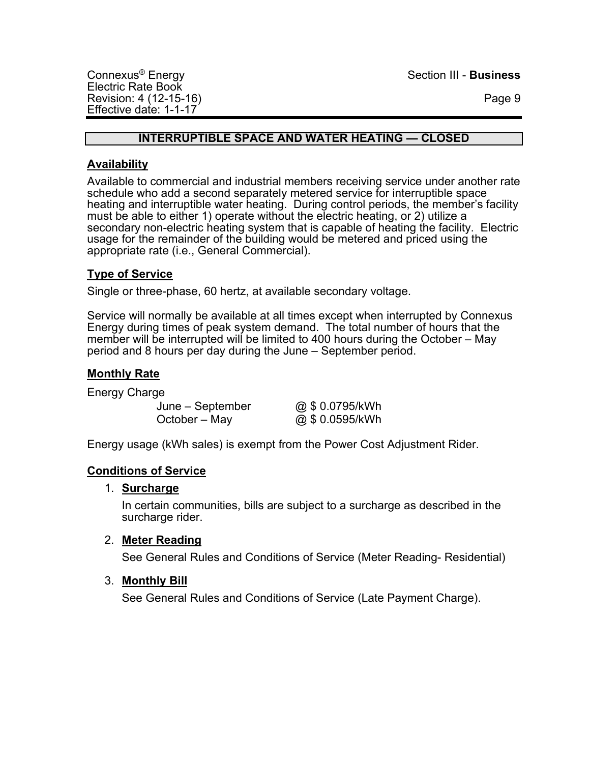## INTERRUPTIBLE SPACE AND WATER HEATING — CLOSED

### Availability

Available to commercial and industrial members receiving service under another rate schedule who add a second separately metered service for interruptible space heating and interruptible water heating. During control periods, the member's facility must be able to either 1) operate without the electric heating, or 2) utilize a secondary non-electric heating system that is capable of heating the facility. Electric usage for the remainder of the building would be metered and priced using the appropriate rate (i.e., General Commercial).

### Type of Service

Single or three-phase, 60 hertz, at available secondary voltage.

Service will normally be available at all times except when interrupted by Connexus Energy during times of peak system demand. The total number of hours that the member will be interrupted will be limited to 400 hours during the October – May period and 8 hours per day during the June – September period.

### Monthly Rate

Energy Charge

| | |
|---|---|
| June – September | @ $ 0.0795/kWh |
| October – May | @ $ 0.0595/kWh |

Energy usage (kWh sales) is exempt from the Power Cost Adjustment Rider.

### Conditions of Service

1. **Surcharge**

   In certain communities, bills are subject to a surcharge as described in the surcharge rider.

2. **Meter Reading**

   See General Rules and Conditions of Service (Meter Reading- Residential)

3. **Monthly Bill**

   See General Rules and Conditions of Service (Late Payment Charge).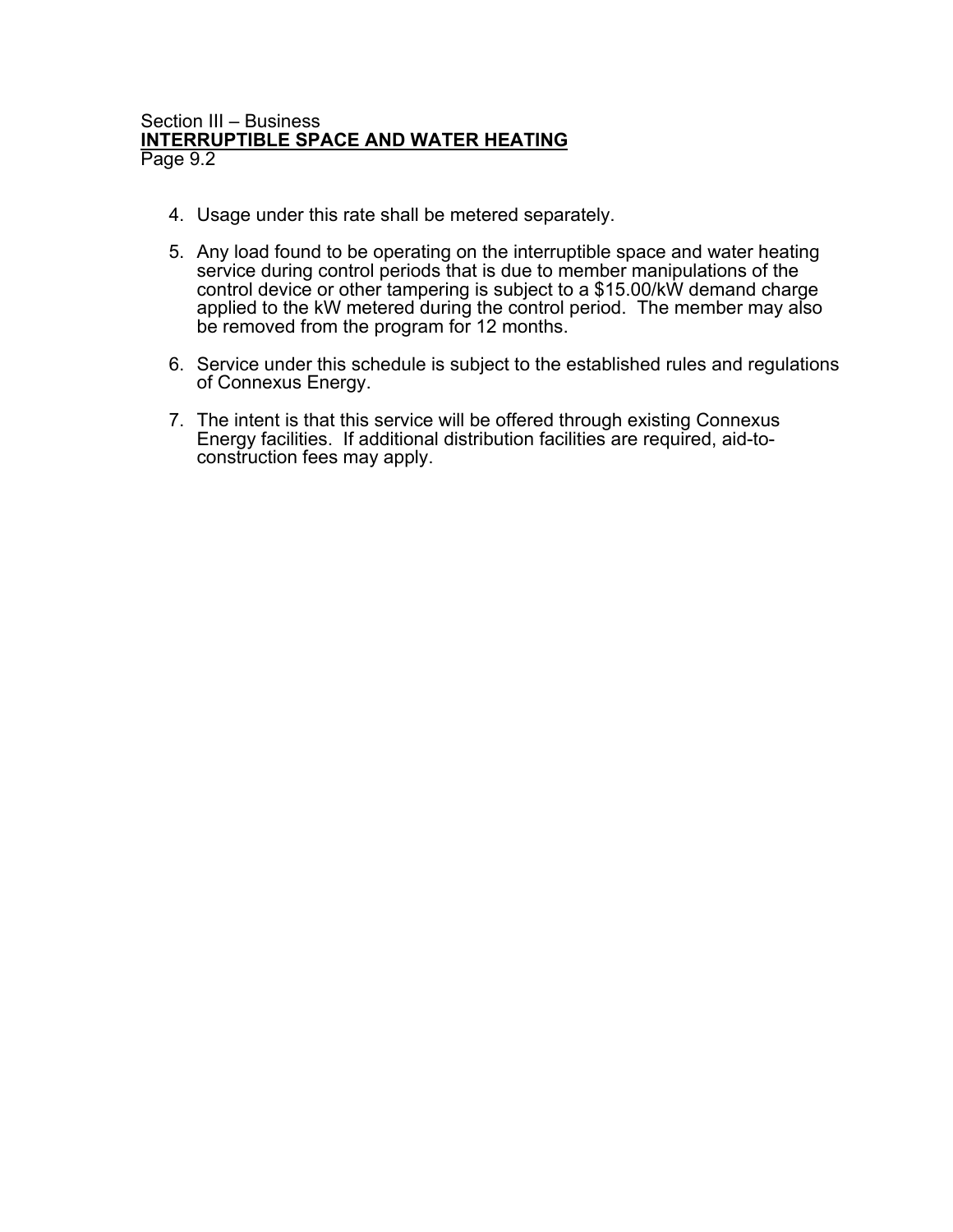4. Usage under this rate shall be metered separately.

5. Any load found to be operating on the interruptible space and water heating service during control periods that is due to member manipulations of the control device or other tampering is subject to a $15.00/kW demand charge applied to the kW metered during the control period. The member may also be removed from the program for 12 months.

6. Service under this schedule is subject to the established rules and regulations of Connexus Energy.

7. The intent is that this service will be offered through existing Connexus Energy facilities. If additional distribution facilities are required, aid-to-construction fees may apply.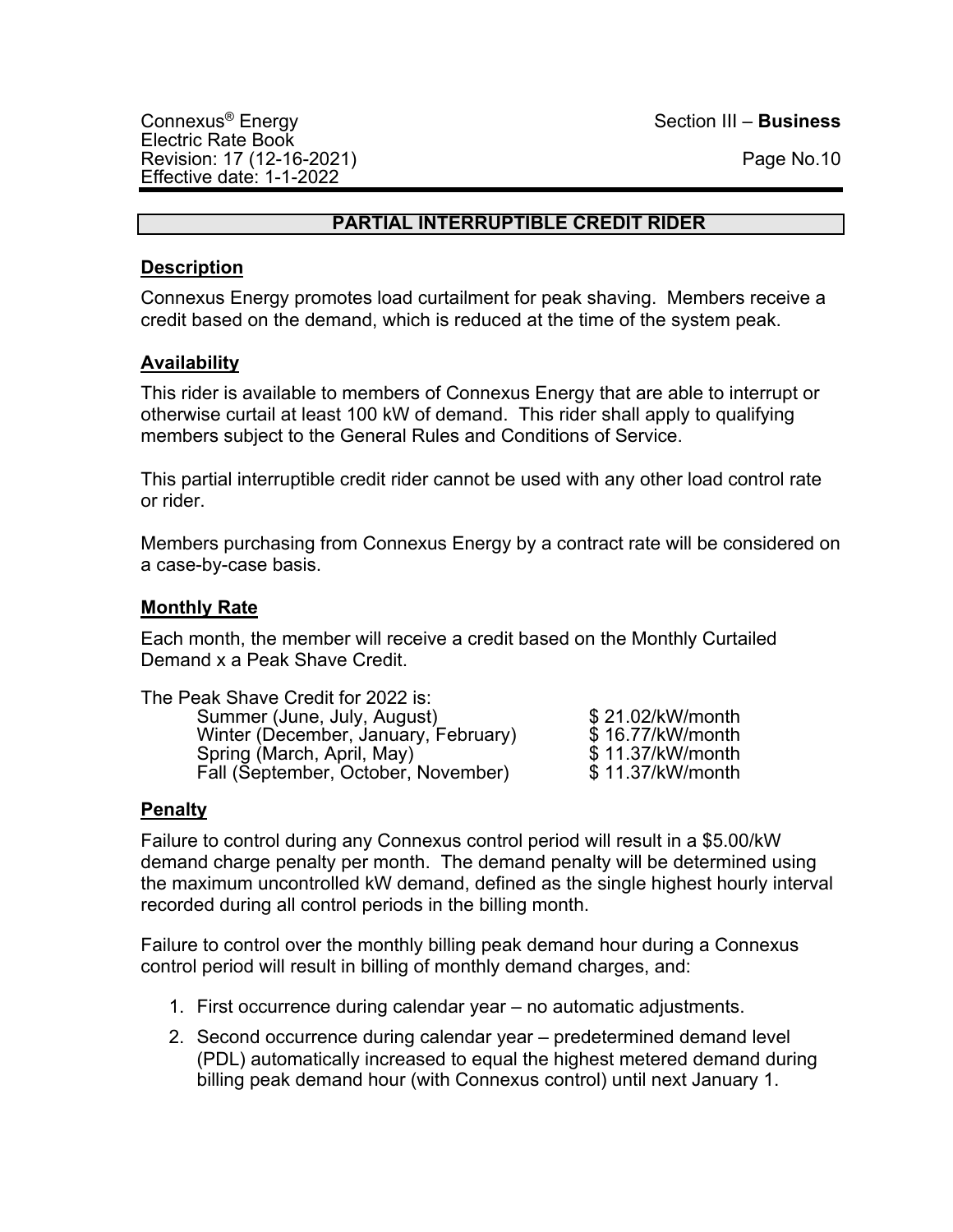## PARTIAL INTERRUPTIBLE CREDIT RIDER

### Description

Connexus Energy promotes load curtailment for peak shaving. Members receive a credit based on the demand, which is reduced at the time of the system peak.

### Availability

This rider is available to members of Connexus Energy that are able to interrupt or otherwise curtail at least 100 kW of demand. This rider shall apply to qualifying members subject to the General Rules and Conditions of Service.

This partial interruptible credit rider cannot be used with any other load control rate or rider.

Members purchasing from Connexus Energy by a contract rate will be considered on a case-by-case basis.

### Monthly Rate

Each month, the member will receive a credit based on the Monthly Curtailed Demand x a Peak Shave Credit.

The Peak Shave Credit for 2022 is:

| Season | Credit |
|---|---|
| Summer (June, July, August) | $ 21.02/kW/month |
| Winter (December, January, February) | $ 16.77/kW/month |
| Spring (March, April, May) | $ 11.37/kW/month |
| Fall (September, October, November) | $ 11.37/kW/month |

### Penalty

Failure to control during any Connexus control period will result in a $5.00/kW demand charge penalty per month. The demand penalty will be determined using the maximum uncontrolled kW demand, defined as the single highest hourly interval recorded during all control periods in the billing month.

Failure to control over the monthly billing peak demand hour during a Connexus control period will result in billing of monthly demand charges, and:

1. First occurrence during calendar year – no automatic adjustments.
2. Second occurrence during calendar year – predetermined demand level (PDL) automatically increased to equal the highest metered demand during billing peak demand hour (with Connexus control) until next January 1.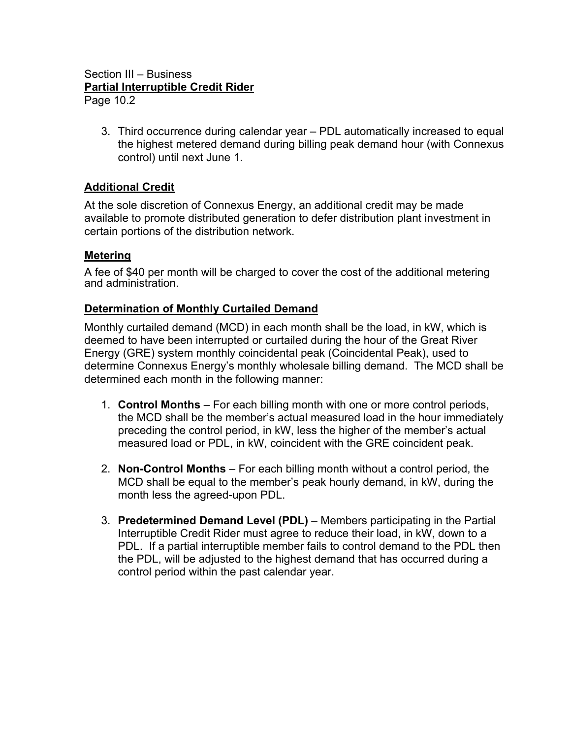3. Third occurrence during calendar year – PDL automatically increased to equal the highest metered demand during billing peak demand hour (with Connexus control) until next June 1.

## Additional Credit

At the sole discretion of Connexus Energy, an additional credit may be made available to promote distributed generation to defer distribution plant investment in certain portions of the distribution network.

## Metering

A fee of $40 per month will be charged to cover the cost of the additional metering and administration.

## Determination of Monthly Curtailed Demand

Monthly curtailed demand (MCD) in each month shall be the load, in kW, which is deemed to have been interrupted or curtailed during the hour of the Great River Energy (GRE) system monthly coincidental peak (Coincidental Peak), used to determine Connexus Energy's monthly wholesale billing demand. The MCD shall be determined each month in the following manner:

1. **Control Months** – For each billing month with one or more control periods, the MCD shall be the member's actual measured load in the hour immediately preceding the control period, in kW, less the higher of the member's actual measured load or PDL, in kW, coincident with the GRE coincident peak.

2. **Non-Control Months** – For each billing month without a control period, the MCD shall be equal to the member's peak hourly demand, in kW, during the month less the agreed-upon PDL.

3. **Predetermined Demand Level (PDL)** – Members participating in the Partial Interruptible Credit Rider must agree to reduce their load, in kW, down to a PDL. If a partial interruptible member fails to control demand to the PDL then the PDL, will be adjusted to the highest demand that has occurred during a control period within the past calendar year.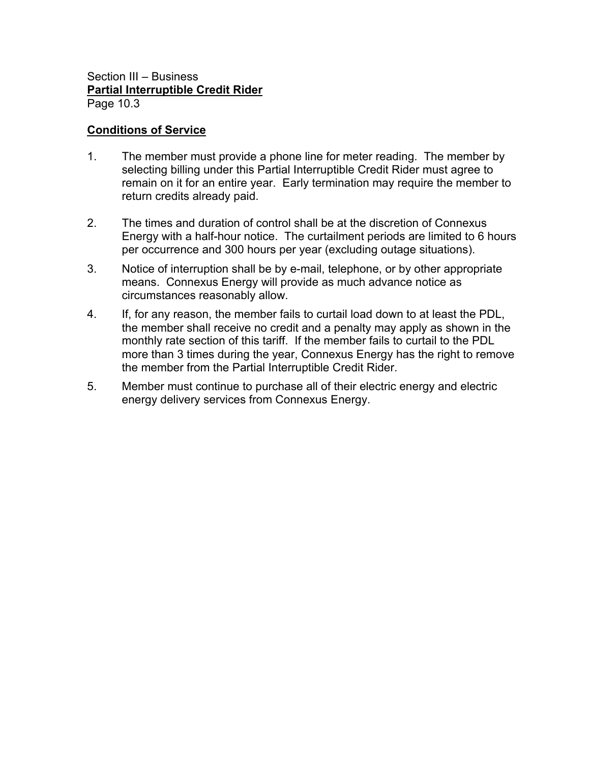Section III – Business
**Partial Interruptible Credit Rider**
Page 10.3

## Conditions of Service

1. The member must provide a phone line for meter reading. The member by selecting billing under this Partial Interruptible Credit Rider must agree to remain on it for an entire year. Early termination may require the member to return credits already paid.

2. The times and duration of control shall be at the discretion of Connexus Energy with a half-hour notice. The curtailment periods are limited to 6 hours per occurrence and 300 hours per year (excluding outage situations).

3. Notice of interruption shall be by e-mail, telephone, or by other appropriate means. Connexus Energy will provide as much advance notice as circumstances reasonably allow.

4. If, for any reason, the member fails to curtail load down to at least the PDL, the member shall receive no credit and a penalty may apply as shown in the monthly rate section of this tariff. If the member fails to curtail to the PDL more than 3 times during the year, Connexus Energy has the right to remove the member from the Partial Interruptible Credit Rider.

5. Member must continue to purchase all of their electric energy and electric energy delivery services from Connexus Energy.